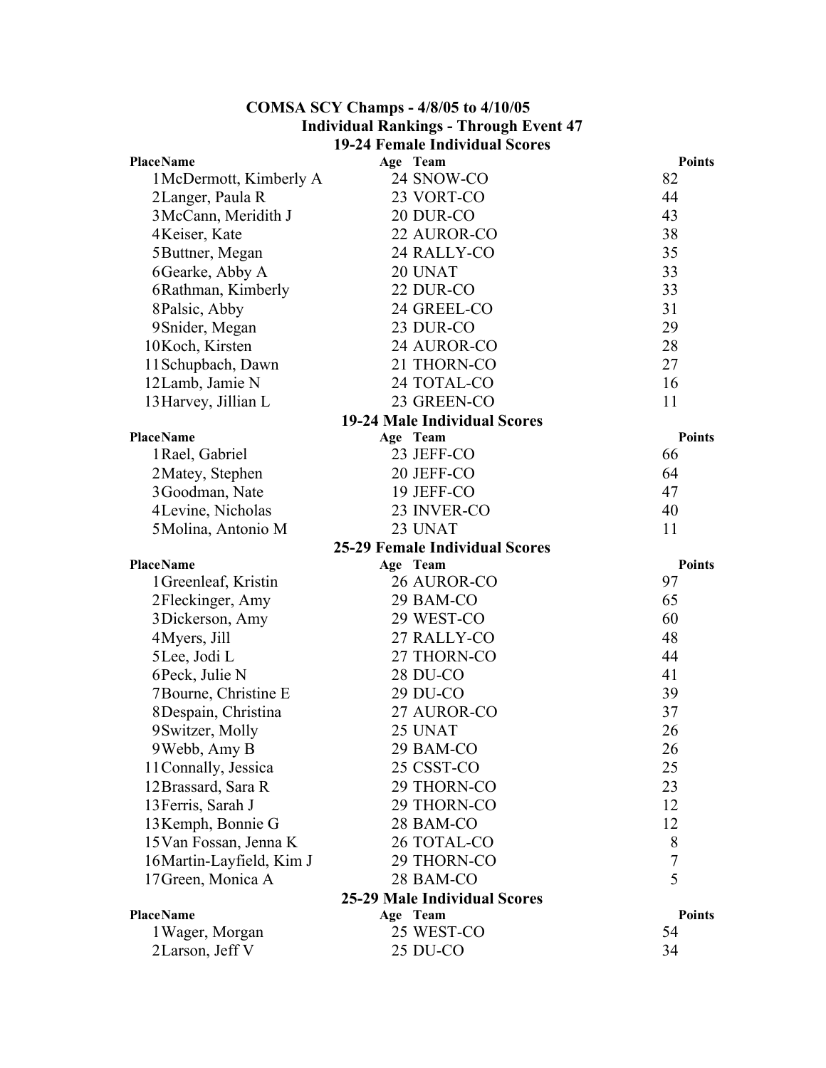# COMSA SCY Champs - 4/8/05 to 4/10/05

## Individual Rankings - Through Event 47

### 19-24 Female Individual Scores

| Place | Name | Age | Team | Points |
|---|---|---|---|---|
| 1 | McDermott, Kimberly A | 24 | SNOW-CO | 82 |
| 2 | Langer, Paula R | 23 | VORT-CO | 44 |
| 3 | McCann, Meridith J | 20 | DUR-CO | 43 |
| 4 | Keiser, Kate | 22 | AUROR-CO | 38 |
| 5 | Buttner, Megan | 24 | RALLY-CO | 35 |
| 6 | Gearke, Abby A | 20 | UNAT | 33 |
| 6 | Rathman, Kimberly | 22 | DUR-CO | 33 |
| 8 | Palsic, Abby | 24 | GREEL-CO | 31 |
| 9 | Snider, Megan | 23 | DUR-CO | 29 |
| 10 | Koch, Kirsten | 24 | AUROR-CO | 28 |
| 11 | Schupbach, Dawn | 21 | THORN-CO | 27 |
| 12 | Lamb, Jamie N | 24 | TOTAL-CO | 16 |
| 13 | Harvey, Jillian L | 23 | GREEN-CO | 11 |

### 19-24 Male Individual Scores

| Place | Name | Age | Team | Points |
|---|---|---|---|---|
| 1 | Rael, Gabriel | 23 | JEFF-CO | 66 |
| 2 | Matey, Stephen | 20 | JEFF-CO | 64 |
| 3 | Goodman, Nate | 19 | JEFF-CO | 47 |
| 4 | Levine, Nicholas | 23 | INVER-CO | 40 |
| 5 | Molina, Antonio M | 23 | UNAT | 11 |

### 25-29 Female Individual Scores

| Place | Name | Age | Team | Points |
|---|---|---|---|---|
| 1 | Greenleaf, Kristin | 26 | AUROR-CO | 97 |
| 2 | Fleckinger, Amy | 29 | BAM-CO | 65 |
| 3 | Dickerson, Amy | 29 | WEST-CO | 60 |
| 4 | Myers, Jill | 27 | RALLY-CO | 48 |
| 5 | Lee, Jodi L | 27 | THORN-CO | 44 |
| 6 | Peck, Julie N | 28 | DU-CO | 41 |
| 7 | Bourne, Christine E | 29 | DU-CO | 39 |
| 8 | Despain, Christina | 27 | AUROR-CO | 37 |
| 9 | Switzer, Molly | 25 | UNAT | 26 |
| 9 | Webb, Amy B | 29 | BAM-CO | 26 |
| 11 | Connally, Jessica | 25 | CSST-CO | 25 |
| 12 | Brassard, Sara R | 29 | THORN-CO | 23 |
| 13 | Ferris, Sarah J | 29 | THORN-CO | 12 |
| 13 | Kemph, Bonnie G | 28 | BAM-CO | 12 |
| 15 | Van Fossan, Jenna K | 26 | TOTAL-CO | 8 |
| 16 | Martin-Layfield, Kim J | 29 | THORN-CO | 7 |
| 17 | Green, Monica A | 28 | BAM-CO | 5 |

### 25-29 Male Individual Scores

| Place | Name | Age | Team | Points |
|---|---|---|---|---|
| 1 | Wager, Morgan | 25 | WEST-CO | 54 |
| 2 | Larson, Jeff V | 25 | DU-CO | 34 |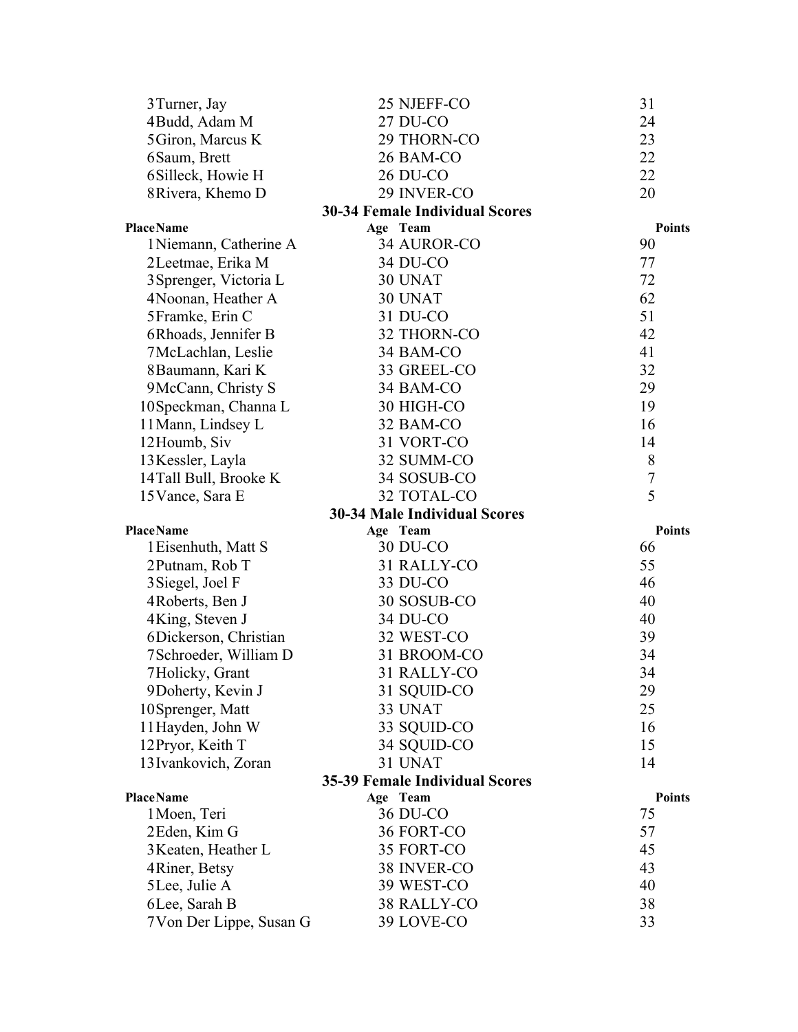| Place | Name | Age | Team | Points |
|---|---|---|---|---|
| 3 | Turner, Jay | 25 | NJEFF-CO | 31 |
| 4 | Budd, Adam M | 27 | DU-CO | 24 |
| 5 | Giron, Marcus K | 29 | THORN-CO | 23 |
| 6 | Saum, Brett | 26 | BAM-CO | 22 |
| 6 | Silleck, Howie H | 26 | DU-CO | 22 |
| 8 | Rivera, Khemo D | 29 | INVER-CO | 20 |

### 30-34 Female Individual Scores

| Place | Name | Age | Team | Points |
|---|---|---|---|---|
| 1 | Niemann, Catherine A | 34 | AUROR-CO | 90 |
| 2 | Leetmae, Erika M | 34 | DU-CO | 77 |
| 3 | Sprenger, Victoria L | 30 | UNAT | 72 |
| 4 | Noonan, Heather A | 30 | UNAT | 62 |
| 5 | Framke, Erin C | 31 | DU-CO | 51 |
| 6 | Rhoads, Jennifer B | 32 | THORN-CO | 42 |
| 7 | McLachlan, Leslie | 34 | BAM-CO | 41 |
| 8 | Baumann, Kari K | 33 | GREEL-CO | 32 |
| 9 | McCann, Christy S | 34 | BAM-CO | 29 |
| 10 | Speckman, Channa L | 30 | HIGH-CO | 19 |
| 11 | Mann, Lindsey L | 32 | BAM-CO | 16 |
| 12 | Houmb, Siv | 31 | VORT-CO | 14 |
| 13 | Kessler, Layla | 32 | SUMM-CO | 8 |
| 14 | Tall Bull, Brooke K | 34 | SOSUB-CO | 7 |
| 15 | Vance, Sara E | 32 | TOTAL-CO | 5 |

### 30-34 Male Individual Scores

| Place | Name | Age | Team | Points |
|---|---|---|---|---|
| 1 | Eisenhuth, Matt S | 30 | DU-CO | 66 |
| 2 | Putnam, Rob T | 31 | RALLY-CO | 55 |
| 3 | Siegel, Joel F | 33 | DU-CO | 46 |
| 4 | Roberts, Ben J | 30 | SOSUB-CO | 40 |
| 4 | King, Steven J | 34 | DU-CO | 40 |
| 6 | Dickerson, Christian | 32 | WEST-CO | 39 |
| 7 | Schroeder, William D | 31 | BROOM-CO | 34 |
| 7 | Holicky, Grant | 31 | RALLY-CO | 34 |
| 9 | Doherty, Kevin J | 31 | SQUID-CO | 29 |
| 10 | Sprenger, Matt | 33 | UNAT | 25 |
| 11 | Hayden, John W | 33 | SQUID-CO | 16 |
| 12 | Pryor, Keith T | 34 | SQUID-CO | 15 |
| 13 | Ivankovich, Zoran | 31 | UNAT | 14 |

### 35-39 Female Individual Scores

| Place | Name | Age | Team | Points |
|---|---|---|---|---|
| 1 | Moen, Teri | 36 | DU-CO | 75 |
| 2 | Eden, Kim G | 36 | FORT-CO | 57 |
| 3 | Keaten, Heather L | 35 | FORT-CO | 45 |
| 4 | Riner, Betsy | 38 | INVER-CO | 43 |
| 5 | Lee, Julie A | 39 | WEST-CO | 40 |
| 6 | Lee, Sarah B | 38 | RALLY-CO | 38 |
| 7 | Von Der Lippe, Susan G | 39 | LOVE-CO | 33 |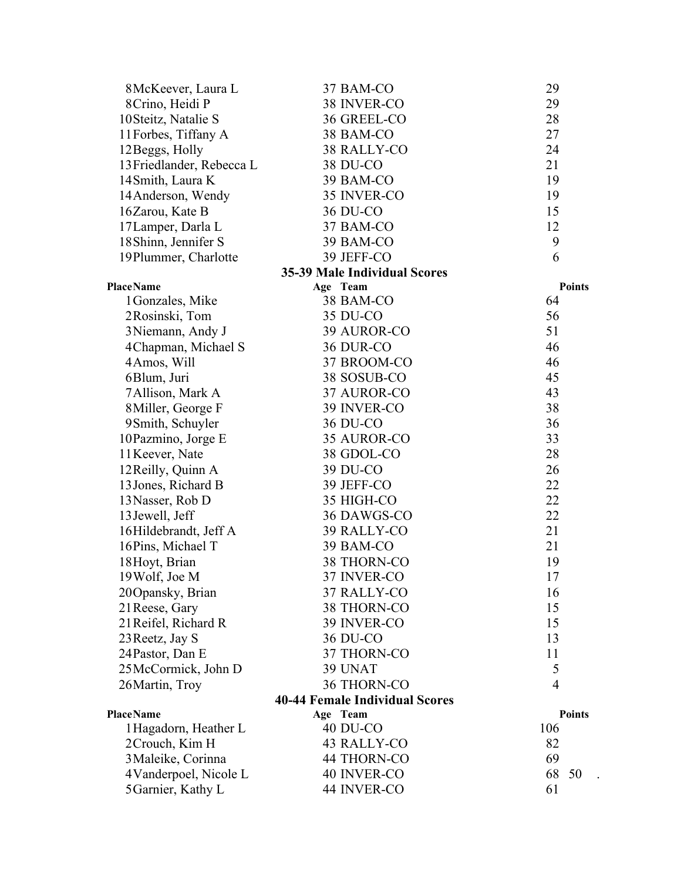| Place | Name | Age | Team | Points |
|---|---|---|---|---|
| 8 | McKeever, Laura L | 37 | BAM-CO | 29 |
| 8 | Crino, Heidi P | 38 | INVER-CO | 29 |
| 10 | Steitz, Natalie S | 36 | GREEL-CO | 28 |
| 11 | Forbes, Tiffany A | 38 | BAM-CO | 27 |
| 12 | Beggs, Holly | 38 | RALLY-CO | 24 |
| 13 | Friedlander, Rebecca L | 38 | DU-CO | 21 |
| 14 | Smith, Laura K | 39 | BAM-CO | 19 |
| 14 | Anderson, Wendy | 35 | INVER-CO | 19 |
| 16 | Zarou, Kate B | 36 | DU-CO | 15 |
| 17 | Lamper, Darla L | 37 | BAM-CO | 12 |
| 18 | Shinn, Jennifer S | 39 | BAM-CO | 9 |
| 19 | Plummer, Charlotte | 39 | JEFF-CO | 6 |

## 35-39 Male Individual Scores

| Place | Name | Age | Team | Points |
|---|---|---|---|---|
| 1 | Gonzales, Mike | 38 | BAM-CO | 64 |
| 2 | Rosinski, Tom | 35 | DU-CO | 56 |
| 3 | Niemann, Andy J | 39 | AUROR-CO | 51 |
| 4 | Chapman, Michael S | 36 | DUR-CO | 46 |
| 4 | Amos, Will | 37 | BROOM-CO | 46 |
| 6 | Blum, Juri | 38 | SOSUB-CO | 45 |
| 7 | Allison, Mark A | 37 | AUROR-CO | 43 |
| 8 | Miller, George F | 39 | INVER-CO | 38 |
| 9 | Smith, Schuyler | 36 | DU-CO | 36 |
| 10 | Pazmino, Jorge E | 35 | AUROR-CO | 33 |
| 11 | Keever, Nate | 38 | GDOL-CO | 28 |
| 12 | Reilly, Quinn A | 39 | DU-CO | 26 |
| 13 | Jones, Richard B | 39 | JEFF-CO | 22 |
| 13 | Nasser, Rob D | 35 | HIGH-CO | 22 |
| 13 | Jewell, Jeff | 36 | DAWGS-CO | 22 |
| 16 | Hildebrandt, Jeff A | 39 | RALLY-CO | 21 |
| 16 | Pins, Michael T | 39 | BAM-CO | 21 |
| 18 | Hoyt, Brian | 38 | THORN-CO | 19 |
| 19 | Wolf, Joe M | 37 | INVER-CO | 17 |
| 20 | Opansky, Brian | 37 | RALLY-CO | 16 |
| 21 | Reese, Gary | 38 | THORN-CO | 15 |
| 21 | Reifel, Richard R | 39 | INVER-CO | 15 |
| 23 | Reetz, Jay S | 36 | DU-CO | 13 |
| 24 | Pastor, Dan E | 37 | THORN-CO | 11 |
| 25 | McCormick, John D | 39 | UNAT | 5 |
| 26 | Martin, Troy | 36 | THORN-CO | 4 |

## 40-44 Female Individual Scores

| Place | Name | Age | Team | Points |
|---|---|---|---|---|
| 1 | Hagadorn, Heather L | 40 | DU-CO | 106 |
| 2 | Crouch, Kim H | 43 | RALLY-CO | 82 |
| 3 | Maleike, Corinna | 44 | THORN-CO | 69 |
| 4 | Vanderpoel, Nicole L | 40 | INVER-CO | 68 50 . |
| 5 | Garnier, Kathy L | 44 | INVER-CO | 61 |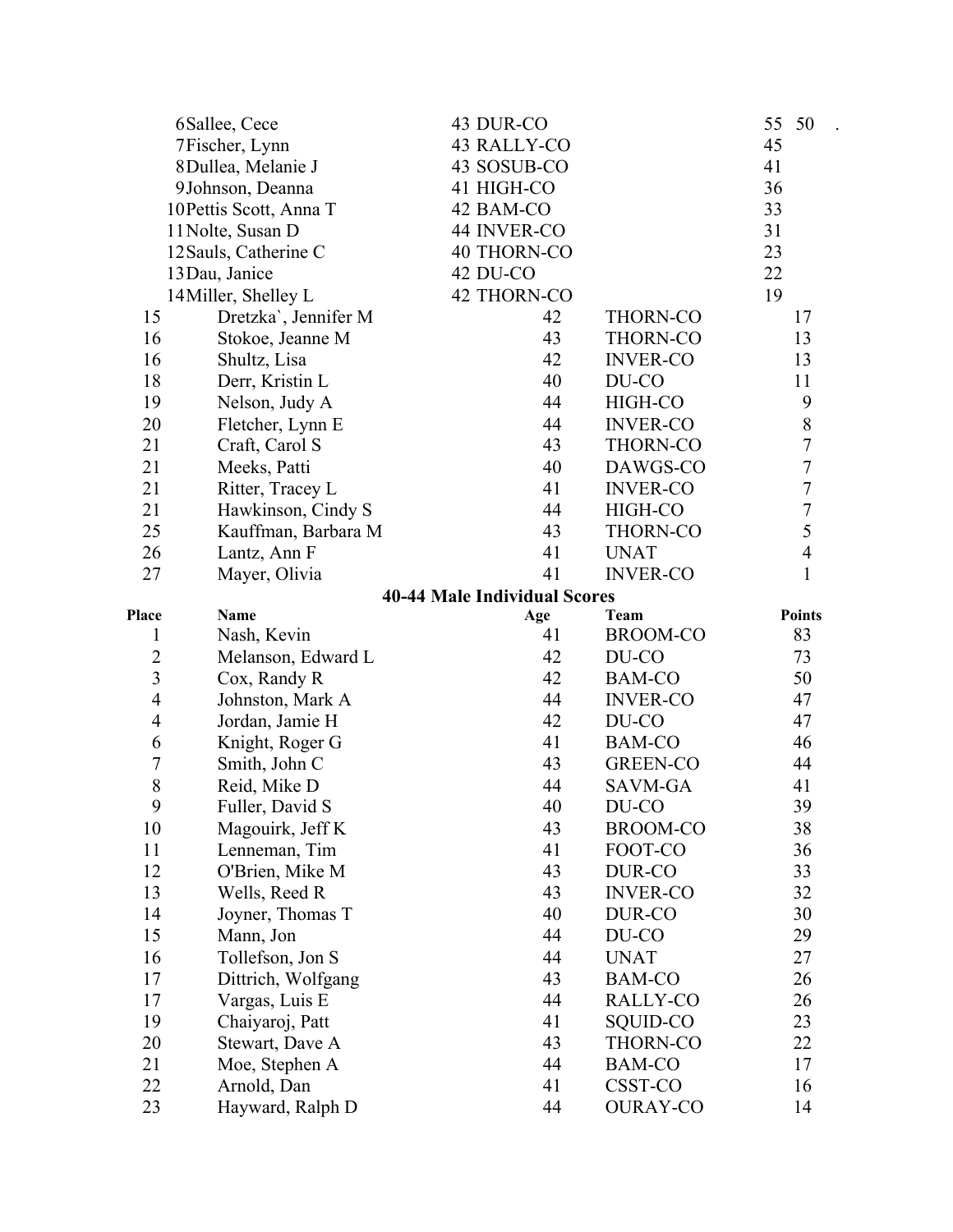| Place | Name | Age | Team | Points |
|---|---|---|---|---|
| 6 | Sallee, Cece | 43 | DUR-CO | 55 50 . |
| 7 | Fischer, Lynn | 43 | RALLY-CO | 45 |
| 8 | Dullea, Melanie J | 43 | SOSUB-CO | 41 |
| 9 | Johnson, Deanna | 41 | HIGH-CO | 36 |
| 10 | Pettis Scott, Anna T | 42 | BAM-CO | 33 |
| 11 | Nolte, Susan D | 44 | INVER-CO | 31 |
| 12 | Sauls, Catherine C | 40 | THORN-CO | 23 |
| 13 | Dau, Janice | 42 | DU-CO | 22 |
| 14 | Miller, Shelley L | 42 | THORN-CO | 19 |
| 15 | Dretzka`, Jennifer M | 42 | THORN-CO | 17 |
| 16 | Stokoe, Jeanne M | 43 | THORN-CO | 13 |
| 16 | Shultz, Lisa | 42 | INVER-CO | 13 |
| 18 | Derr, Kristin L | 40 | DU-CO | 11 |
| 19 | Nelson, Judy A | 44 | HIGH-CO | 9 |
| 20 | Fletcher, Lynn E | 44 | INVER-CO | 8 |
| 21 | Craft, Carol S | 43 | THORN-CO | 7 |
| 21 | Meeks, Patti | 40 | DAWGS-CO | 7 |
| 21 | Ritter, Tracey L | 41 | INVER-CO | 7 |
| 21 | Hawkinson, Cindy S | 44 | HIGH-CO | 7 |
| 25 | Kauffman, Barbara M | 43 | THORN-CO | 5 |
| 26 | Lantz, Ann F | 41 | UNAT | 4 |
| 27 | Mayer, Olivia | 41 | INVER-CO | 1 |

## 40-44 Male Individual Scores

| Place | Name | Age | Team | Points |
|---|---|---|---|---|
| 1 | Nash, Kevin | 41 | BROOM-CO | 83 |
| 2 | Melanson, Edward L | 42 | DU-CO | 73 |
| 3 | Cox, Randy R | 42 | BAM-CO | 50 |
| 4 | Johnston, Mark A | 44 | INVER-CO | 47 |
| 4 | Jordan, Jamie H | 42 | DU-CO | 47 |
| 6 | Knight, Roger G | 41 | BAM-CO | 46 |
| 7 | Smith, John C | 43 | GREEN-CO | 44 |
| 8 | Reid, Mike D | 44 | SAVM-GA | 41 |
| 9 | Fuller, David S | 40 | DU-CO | 39 |
| 10 | Magouirk, Jeff K | 43 | BROOM-CO | 38 |
| 11 | Lenneman, Tim | 41 | FOOT-CO | 36 |
| 12 | O'Brien, Mike M | 43 | DUR-CO | 33 |
| 13 | Wells, Reed R | 43 | INVER-CO | 32 |
| 14 | Joyner, Thomas T | 40 | DUR-CO | 30 |
| 15 | Mann, Jon | 44 | DU-CO | 29 |
| 16 | Tollefson, Jon S | 44 | UNAT | 27 |
| 17 | Dittrich, Wolfgang | 43 | BAM-CO | 26 |
| 17 | Vargas, Luis E | 44 | RALLY-CO | 26 |
| 19 | Chaiyaroj, Patt | 41 | SQUID-CO | 23 |
| 20 | Stewart, Dave A | 43 | THORN-CO | 22 |
| 21 | Moe, Stephen A | 44 | BAM-CO | 17 |
| 22 | Arnold, Dan | 41 | CSST-CO | 16 |
| 23 | Hayward, Ralph D | 44 | OURAY-CO | 14 |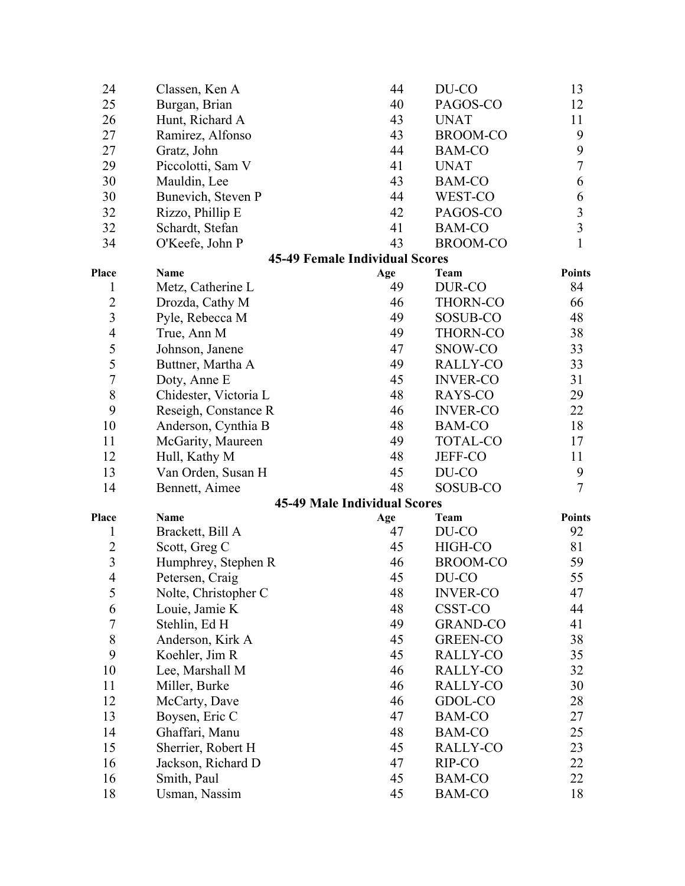| Place | Name | Age | Team | Points |
|---|---|---|---|---|
| 24 | Classen, Ken A | 44 | DU-CO | 13 |
| 25 | Burgan, Brian | 40 | PAGOS-CO | 12 |
| 26 | Hunt, Richard A | 43 | UNAT | 11 |
| 27 | Ramirez, Alfonso | 43 | BROOM-CO | 9 |
| 27 | Gratz, John | 44 | BAM-CO | 9 |
| 29 | Piccolotti, Sam V | 41 | UNAT | 7 |
| 30 | Mauldin, Lee | 43 | BAM-CO | 6 |
| 30 | Bunevich, Steven P | 44 | WEST-CO | 6 |
| 32 | Rizzo, Phillip E | 42 | PAGOS-CO | 3 |
| 32 | Schardt, Stefan | 41 | BAM-CO | 3 |
| 34 | O'Keefe, John P | 43 | BROOM-CO | 1 |

### 45-49 Female Individual Scores

| Place | Name | Age | Team | Points |
|---|---|---|---|---|
| 1 | Metz, Catherine L | 49 | DUR-CO | 84 |
| 2 | Drozda, Cathy M | 46 | THORN-CO | 66 |
| 3 | Pyle, Rebecca M | 49 | SOSUB-CO | 48 |
| 4 | True, Ann M | 49 | THORN-CO | 38 |
| 5 | Johnson, Janene | 47 | SNOW-CO | 33 |
| 5 | Buttner, Martha A | 49 | RALLY-CO | 33 |
| 7 | Doty, Anne E | 45 | INVER-CO | 31 |
| 8 | Chidester, Victoria L | 48 | RAYS-CO | 29 |
| 9 | Reseigh, Constance R | 46 | INVER-CO | 22 |
| 10 | Anderson, Cynthia B | 48 | BAM-CO | 18 |
| 11 | McGarity, Maureen | 49 | TOTAL-CO | 17 |
| 12 | Hull, Kathy M | 48 | JEFF-CO | 11 |
| 13 | Van Orden, Susan H | 45 | DU-CO | 9 |
| 14 | Bennett, Aimee | 48 | SOSUB-CO | 7 |

### 45-49 Male Individual Scores

| Place | Name | Age | Team | Points |
|---|---|---|---|---|
| 1 | Brackett, Bill A | 47 | DU-CO | 92 |
| 2 | Scott, Greg C | 45 | HIGH-CO | 81 |
| 3 | Humphrey, Stephen R | 46 | BROOM-CO | 59 |
| 4 | Petersen, Craig | 45 | DU-CO | 55 |
| 5 | Nolte, Christopher C | 48 | INVER-CO | 47 |
| 6 | Louie, Jamie K | 48 | CSST-CO | 44 |
| 7 | Stehlin, Ed H | 49 | GRAND-CO | 41 |
| 8 | Anderson, Kirk A | 45 | GREEN-CO | 38 |
| 9 | Koehler, Jim R | 45 | RALLY-CO | 35 |
| 10 | Lee, Marshall M | 46 | RALLY-CO | 32 |
| 11 | Miller, Burke | 46 | RALLY-CO | 30 |
| 12 | McCarty, Dave | 46 | GDOL-CO | 28 |
| 13 | Boysen, Eric C | 47 | BAM-CO | 27 |
| 14 | Ghaffari, Manu | 48 | BAM-CO | 25 |
| 15 | Sherrier, Robert H | 45 | RALLY-CO | 23 |
| 16 | Jackson, Richard D | 47 | RIP-CO | 22 |
| 16 | Smith, Paul | 45 | BAM-CO | 22 |
| 18 | Usman, Nassim | 45 | BAM-CO | 18 |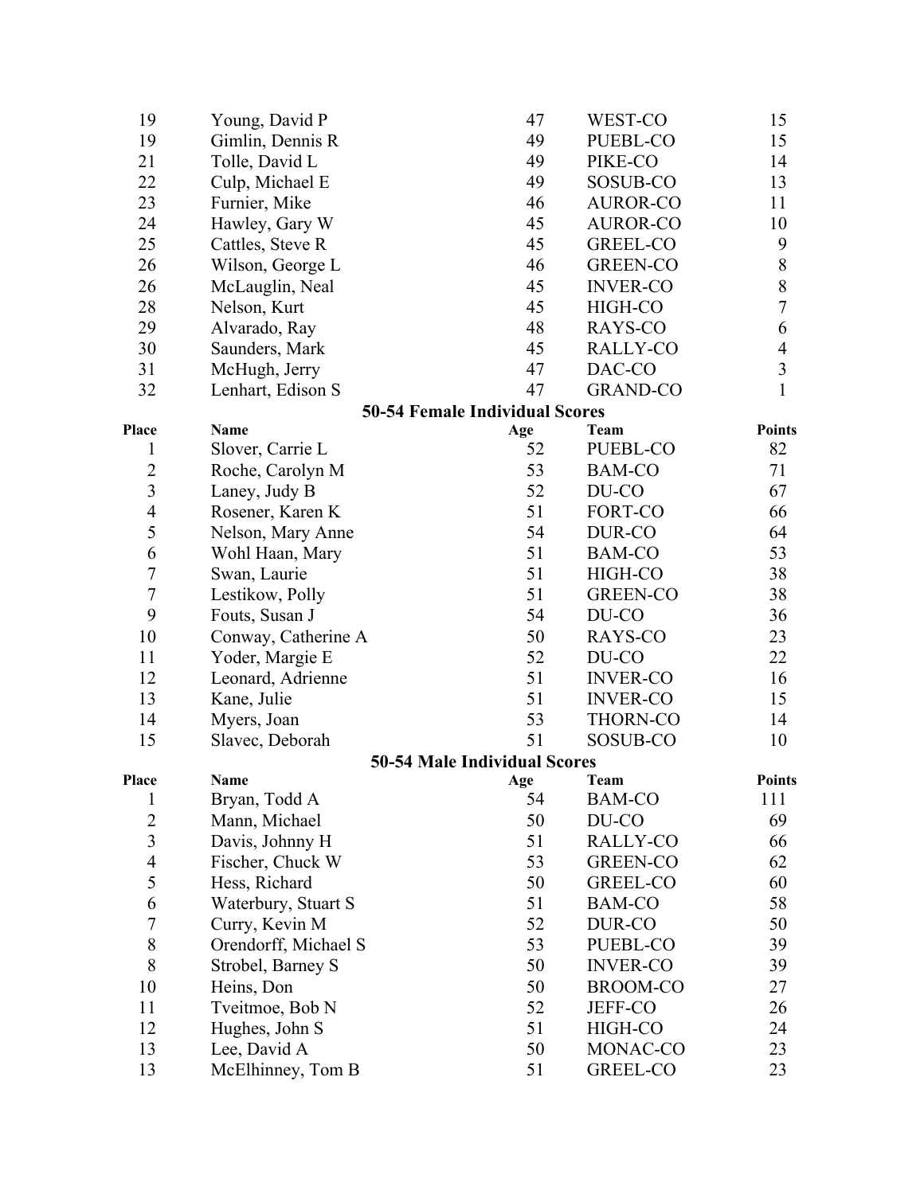| Place | Name | Age | Team | Points |
|---|---|---|---|---|
| 19 | Young, David P | 47 | WEST-CO | 15 |
| 19 | Gimlin, Dennis R | 49 | PUEBL-CO | 15 |
| 21 | Tolle, David L | 49 | PIKE-CO | 14 |
| 22 | Culp, Michael E | 49 | SOSUB-CO | 13 |
| 23 | Furnier, Mike | 46 | AUROR-CO | 11 |
| 24 | Hawley, Gary W | 45 | AUROR-CO | 10 |
| 25 | Cattles, Steve R | 45 | GREEL-CO | 9 |
| 26 | Wilson, George L | 46 | GREEN-CO | 8 |
| 26 | McLauglin, Neal | 45 | INVER-CO | 8 |
| 28 | Nelson, Kurt | 45 | HIGH-CO | 7 |
| 29 | Alvarado, Ray | 48 | RAYS-CO | 6 |
| 30 | Saunders, Mark | 45 | RALLY-CO | 4 |
| 31 | McHugh, Jerry | 47 | DAC-CO | 3 |
| 32 | Lenhart, Edison S | 47 | GRAND-CO | 1 |

### 50-54 Female Individual Scores

| Place | Name | Age | Team | Points |
|---|---|---|---|---|
| 1 | Slover, Carrie L | 52 | PUEBL-CO | 82 |
| 2 | Roche, Carolyn M | 53 | BAM-CO | 71 |
| 3 | Laney, Judy B | 52 | DU-CO | 67 |
| 4 | Rosener, Karen K | 51 | FORT-CO | 66 |
| 5 | Nelson, Mary Anne | 54 | DUR-CO | 64 |
| 6 | Wohl Haan, Mary | 51 | BAM-CO | 53 |
| 7 | Swan, Laurie | 51 | HIGH-CO | 38 |
| 7 | Lestikow, Polly | 51 | GREEN-CO | 38 |
| 9 | Fouts, Susan J | 54 | DU-CO | 36 |
| 10 | Conway, Catherine A | 50 | RAYS-CO | 23 |
| 11 | Yoder, Margie E | 52 | DU-CO | 22 |
| 12 | Leonard, Adrienne | 51 | INVER-CO | 16 |
| 13 | Kane, Julie | 51 | INVER-CO | 15 |
| 14 | Myers, Joan | 53 | THORN-CO | 14 |
| 15 | Slavec, Deborah | 51 | SOSUB-CO | 10 |

### 50-54 Male Individual Scores

| Place | Name | Age | Team | Points |
|---|---|---|---|---|
| 1 | Bryan, Todd A | 54 | BAM-CO | 111 |
| 2 | Mann, Michael | 50 | DU-CO | 69 |
| 3 | Davis, Johnny H | 51 | RALLY-CO | 66 |
| 4 | Fischer, Chuck W | 53 | GREEN-CO | 62 |
| 5 | Hess, Richard | 50 | GREEL-CO | 60 |
| 6 | Waterbury, Stuart S | 51 | BAM-CO | 58 |
| 7 | Curry, Kevin M | 52 | DUR-CO | 50 |
| 8 | Orendorff, Michael S | 53 | PUEBL-CO | 39 |
| 8 | Strobel, Barney S | 50 | INVER-CO | 39 |
| 10 | Heins, Don | 50 | BROOM-CO | 27 |
| 11 | Tveitmoe, Bob N | 52 | JEFF-CO | 26 |
| 12 | Hughes, John S | 51 | HIGH-CO | 24 |
| 13 | Lee, David A | 50 | MONAC-CO | 23 |
| 13 | McElhinney, Tom B | 51 | GREEL-CO | 23 |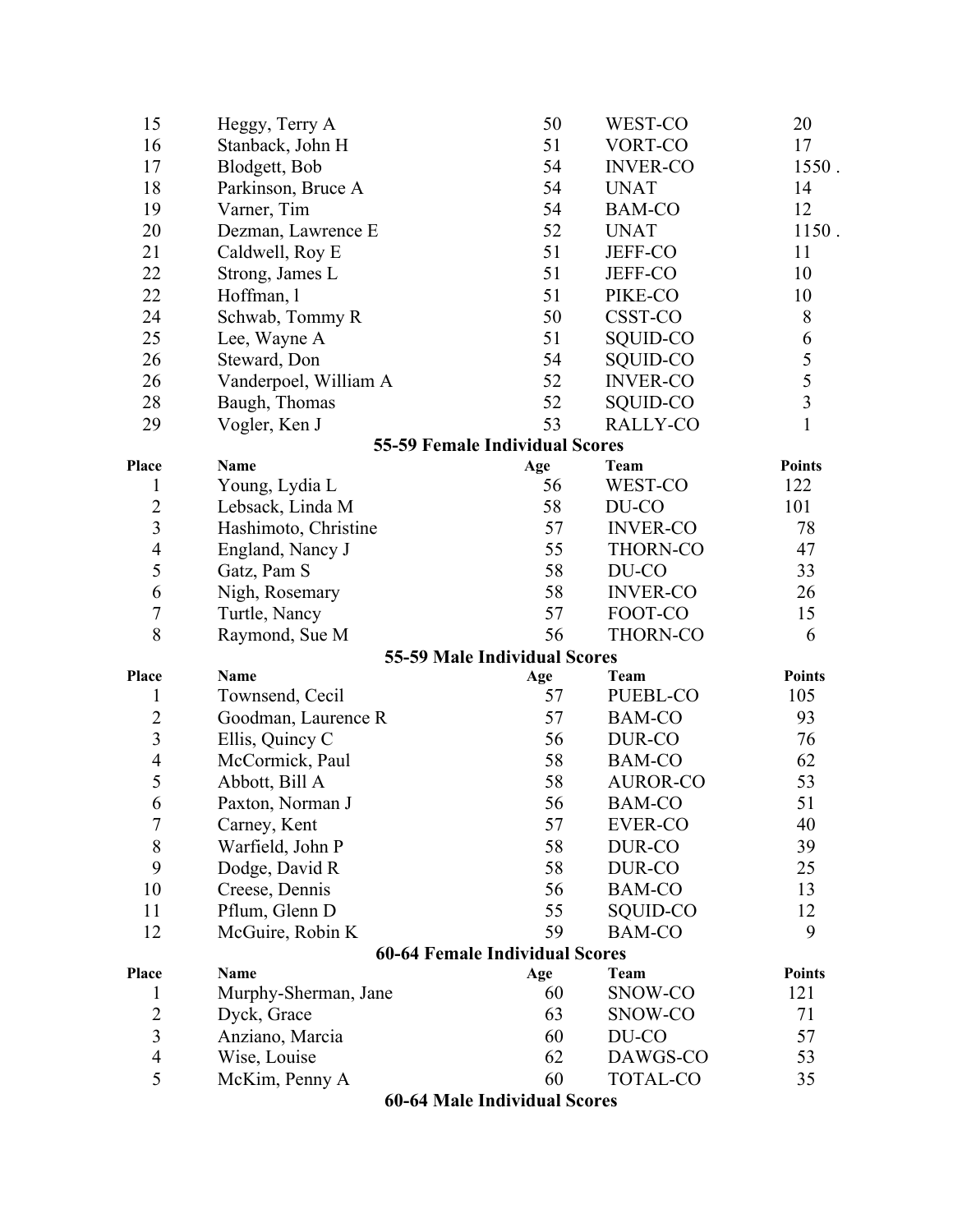| Place | Name | Age | Team | Points |
| --- | --- | --- | --- | --- |
| 15 | Heggy, Terry A | 50 | WEST-CO | 20 |
| 16 | Stanback, John H | 51 | VORT-CO | 17 |
| 17 | Blodgett, Bob | 54 | INVER-CO | 1550 . |
| 18 | Parkinson, Bruce A | 54 | UNAT | 14 |
| 19 | Varner, Tim | 54 | BAM-CO | 12 |
| 20 | Dezman, Lawrence E | 52 | UNAT | 1150 . |
| 21 | Caldwell, Roy E | 51 | JEFF-CO | 11 |
| 22 | Strong, James L | 51 | JEFF-CO | 10 |
| 22 | Hoffman, l | 51 | PIKE-CO | 10 |
| 24 | Schwab, Tommy R | 50 | CSST-CO | 8 |
| 25 | Lee, Wayne A | 51 | SQUID-CO | 6 |
| 26 | Steward, Don | 54 | SQUID-CO | 5 |
| 26 | Vanderpoel, William A | 52 | INVER-CO | 5 |
| 28 | Baugh, Thomas | 52 | SQUID-CO | 3 |
| 29 | Vogler, Ken J | 53 | RALLY-CO | 1 |

### 55-59 Female Individual Scores

| Place | Name | Age | Team | Points |
| --- | --- | --- | --- | --- |
| 1 | Young, Lydia L | 56 | WEST-CO | 122 |
| 2 | Lebsack, Linda M | 58 | DU-CO | 101 |
| 3 | Hashimoto, Christine | 57 | INVER-CO | 78 |
| 4 | England, Nancy J | 55 | THORN-CO | 47 |
| 5 | Gatz, Pam S | 58 | DU-CO | 33 |
| 6 | Nigh, Rosemary | 58 | INVER-CO | 26 |
| 7 | Turtle, Nancy | 57 | FOOT-CO | 15 |
| 8 | Raymond, Sue M | 56 | THORN-CO | 6 |

### 55-59 Male Individual Scores

| Place | Name | Age | Team | Points |
| --- | --- | --- | --- | --- |
| 1 | Townsend, Cecil | 57 | PUEBL-CO | 105 |
| 2 | Goodman, Laurence R | 57 | BAM-CO | 93 |
| 3 | Ellis, Quincy C | 56 | DUR-CO | 76 |
| 4 | McCormick, Paul | 58 | BAM-CO | 62 |
| 5 | Abbott, Bill A | 58 | AUROR-CO | 53 |
| 6 | Paxton, Norman J | 56 | BAM-CO | 51 |
| 7 | Carney, Kent | 57 | EVER-CO | 40 |
| 8 | Warfield, John P | 58 | DUR-CO | 39 |
| 9 | Dodge, David R | 58 | DUR-CO | 25 |
| 10 | Creese, Dennis | 56 | BAM-CO | 13 |
| 11 | Pflum, Glenn D | 55 | SQUID-CO | 12 |
| 12 | McGuire, Robin K | 59 | BAM-CO | 9 |

### 60-64 Female Individual Scores

| Place | Name | Age | Team | Points |
| --- | --- | --- | --- | --- |
| 1 | Murphy-Sherman, Jane | 60 | SNOW-CO | 121 |
| 2 | Dyck, Grace | 63 | SNOW-CO | 71 |
| 3 | Anziano, Marcia | 60 | DU-CO | 57 |
| 4 | Wise, Louise | 62 | DAWGS-CO | 53 |
| 5 | McKim, Penny A | 60 | TOTAL-CO | 35 |

### 60-64 Male Individual Scores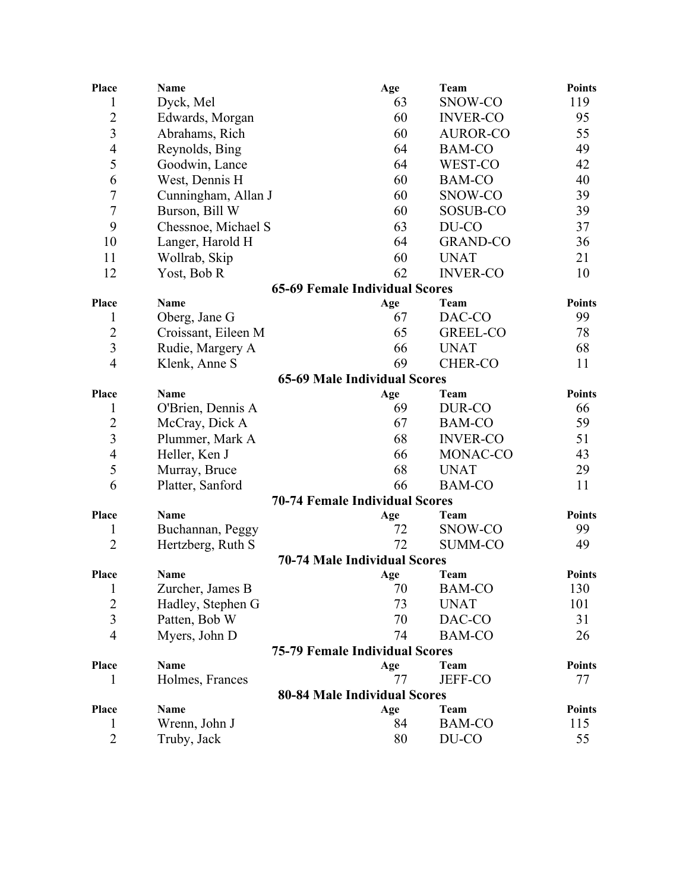| Place | Name | Age | Team | Points |
|---|---|---|---|---|
| 1 | Dyck, Mel | 63 | SNOW-CO | 119 |
| 2 | Edwards, Morgan | 60 | INVER-CO | 95 |
| 3 | Abrahams, Rich | 60 | AUROR-CO | 55 |
| 4 | Reynolds, Bing | 64 | BAM-CO | 49 |
| 5 | Goodwin, Lance | 64 | WEST-CO | 42 |
| 6 | West, Dennis H | 60 | BAM-CO | 40 |
| 7 | Cunningham, Allan J | 60 | SNOW-CO | 39 |
| 7 | Burson, Bill W | 60 | SOSUB-CO | 39 |
| 9 | Chessnoe, Michael S | 63 | DU-CO | 37 |
| 10 | Langer, Harold H | 64 | GRAND-CO | 36 |
| 11 | Wollrab, Skip | 60 | UNAT | 21 |
| 12 | Yost, Bob R | 62 | INVER-CO | 10 |

**65-69 Female Individual Scores**

| Place | Name | Age | Team | Points |
|---|---|---|---|---|
| 1 | Oberg, Jane G | 67 | DAC-CO | 99 |
| 2 | Croissant, Eileen M | 65 | GREEL-CO | 78 |
| 3 | Rudie, Margery A | 66 | UNAT | 68 |
| 4 | Klenk, Anne S | 69 | CHER-CO | 11 |

**65-69 Male Individual Scores**

| Place | Name | Age | Team | Points |
|---|---|---|---|---|
| 1 | O'Brien, Dennis A | 69 | DUR-CO | 66 |
| 2 | McCray, Dick A | 67 | BAM-CO | 59 |
| 3 | Plummer, Mark A | 68 | INVER-CO | 51 |
| 4 | Heller, Ken J | 66 | MONAC-CO | 43 |
| 5 | Murray, Bruce | 68 | UNAT | 29 |
| 6 | Platter, Sanford | 66 | BAM-CO | 11 |

**70-74 Female Individual Scores**

| Place | Name | Age | Team | Points |
|---|---|---|---|---|
| 1 | Buchannan, Peggy | 72 | SNOW-CO | 99 |
| 2 | Hertzberg, Ruth S | 72 | SUMM-CO | 49 |

**70-74 Male Individual Scores**

| Place | Name | Age | Team | Points |
|---|---|---|---|---|
| 1 | Zurcher, James B | 70 | BAM-CO | 130 |
| 2 | Hadley, Stephen G | 73 | UNAT | 101 |
| 3 | Patten, Bob W | 70 | DAC-CO | 31 |
| 4 | Myers, John D | 74 | BAM-CO | 26 |

**75-79 Female Individual Scores**

| Place | Name | Age | Team | Points |
|---|---|---|---|---|
| 1 | Holmes, Frances | 77 | JEFF-CO | 77 |

**80-84 Male Individual Scores**

| Place | Name | Age | Team | Points |
|---|---|---|---|---|
| 1 | Wrenn, John J | 84 | BAM-CO | 115 |
| 2 | Truby, Jack | 80 | DU-CO | 55 |